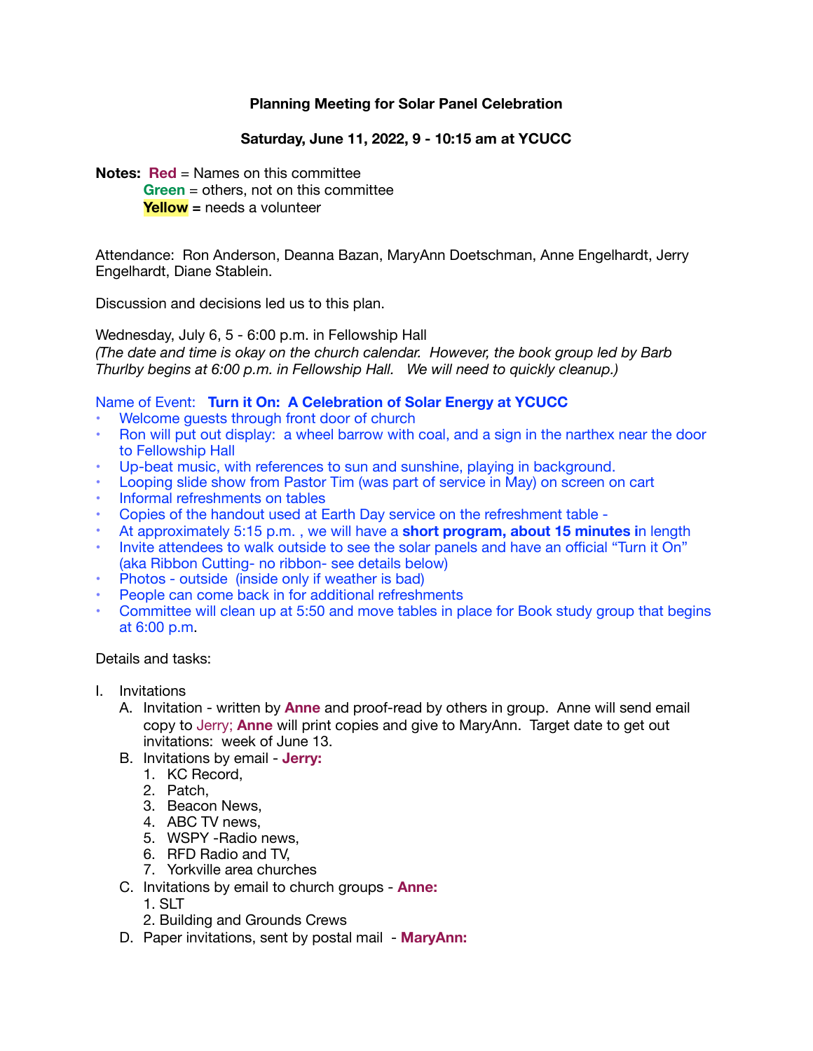**Planning Meeting for Solar Panel Celebration**

**Saturday, June 11, 2022, 9 - 10:15 am at YCUCC**

**Notes:** **Red** = Names on this committee
**Green** = others, not on this committee
**Yellow** = needs a volunteer

Attendance: Ron Anderson, Deanna Bazan, MaryAnn Doetschman, Anne Engelhardt, Jerry Engelhardt, Diane Stablein.

Discussion and decisions led us to this plan.

Wednesday, July 6, 5 - 6:00 p.m. in Fellowship Hall
*(The date and time is okay on the church calendar. However, the book group led by Barb Thurlby begins at 6:00 p.m. in Fellowship Hall. We will need to quickly cleanup.)*

Name of Event: **Turn it On: A Celebration of Solar Energy at YCUCC**

- Welcome guests through front door of church
- Ron will put out display: a wheel barrow with coal, and a sign in the narthex near the door to Fellowship Hall
- Up-beat music, with references to sun and sunshine, playing in background.
- Looping slide show from Pastor Tim (was part of service in May) on screen on cart
- Informal refreshments on tables
- Copies of the handout used at Earth Day service on the refreshment table -
- At approximately 5:15 p.m. , we will have a **short program, about 15 minutes i**n length
- Invite attendees to walk outside to see the solar panels and have an official "Turn it On" (aka Ribbon Cutting- no ribbon- see details below)
- Photos - outside (inside only if weather is bad)
- People can come back in for additional refreshments
- Committee will clean up at 5:50 and move tables in place for Book study group that begins at 6:00 p.m.

Details and tasks:

I. Invitations
   A. Invitation - written by **Anne** and proof-read by others in group. Anne will send email copy to Jerry; **Anne** will print copies and give to MaryAnn. Target date to get out invitations: week of June 13.
   B. Invitations by email - **Jerry:**
      1. KC Record,
      2. Patch,
      3. Beacon News,
      4. ABC TV news,
      5. WSPY -Radio news,
      6. RFD Radio and TV,
      7. Yorkville area churches
   C. Invitations by email to church groups - **Anne:**
      1. SLT
      2. Building and Grounds Crews
   D. Paper invitations, sent by postal mail - **MaryAnn:**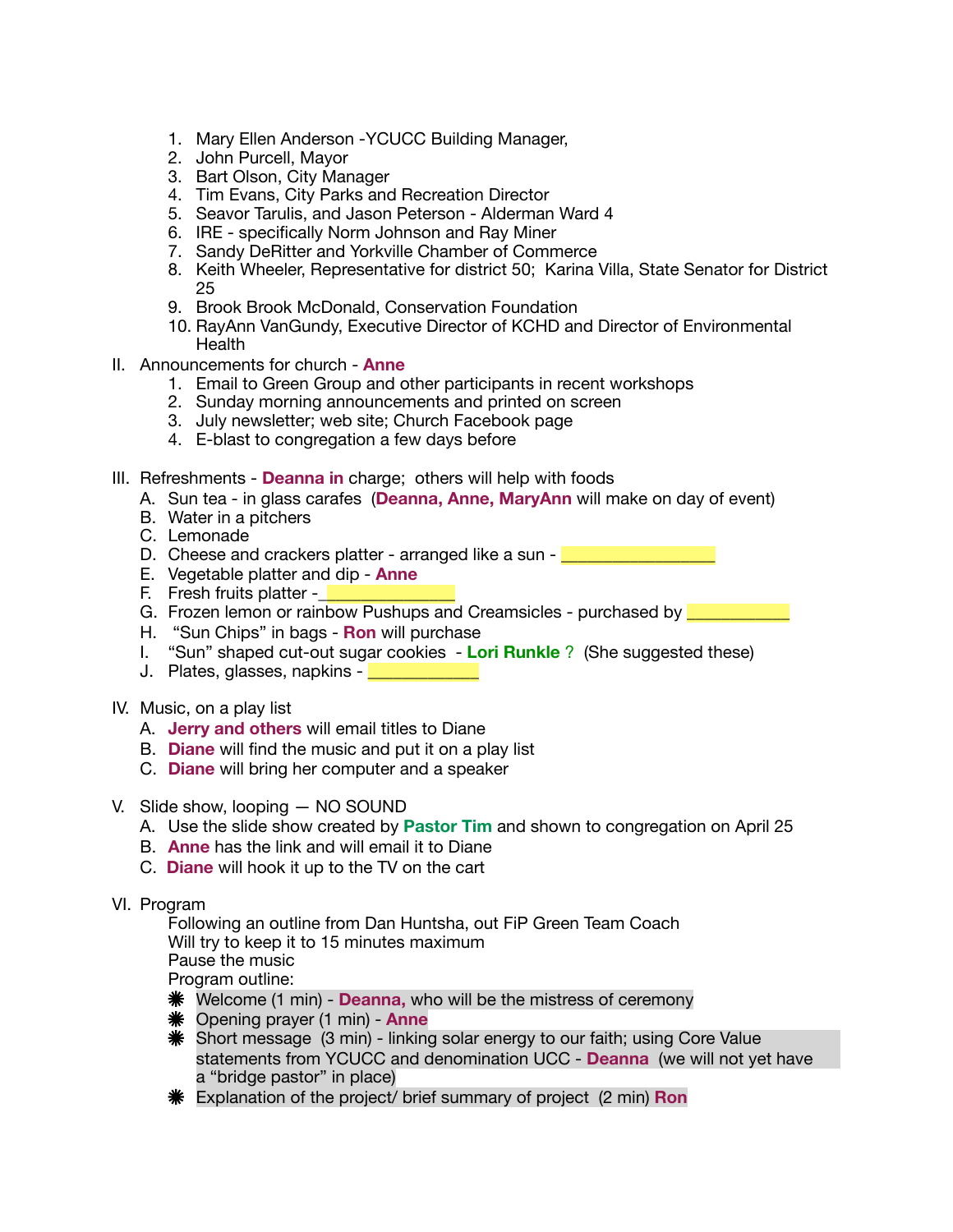1. Mary Ellen Anderson -YCUCC Building Manager,
2. John Purcell, Mayor
3. Bart Olson, City Manager
4. Tim Evans, City Parks and Recreation Director
5. Seavor Tarulis, and Jason Peterson - Alderman Ward 4
6. IRE - specifically Norm Johnson and Ray Miner
7. Sandy DeRitter and Yorkville Chamber of Commerce
8. Keith Wheeler, Representative for district 50; Karina Villa, State Senator for District 25
9. Brook Brook McDonald, Conservation Foundation
10. RayAnn VanGundy, Executive Director of KCHD and Director of Environmental Health

II. Announcements for church - **Anne**
1. Email to Green Group and other participants in recent workshops
2. Sunday morning announcements and printed on screen
3. July newsletter; web site; Church Facebook page
4. E-blast to congregation a few days before

III. Refreshments - **Deanna in** charge; others will help with foods
- A. Sun tea - in glass carafes (**Deanna, Anne, MaryAnn** will make on day of event)
- B. Water in a pitchers
- C. Lemonade
- D. Cheese and crackers platter - arranged like a sun - ________________
- E. Vegetable platter and dip - **Anne**
- F. Fresh fruits platter -______________
- G. Frozen lemon or rainbow Pushups and Creamsicles - purchased by ___________
- H. "Sun Chips" in bags - **Ron** will purchase
- I. "Sun" shaped cut-out sugar cookies - **Lori Runkle** ? (She suggested these)
- J. Plates, glasses, napkins - ____________

IV. Music, on a play list
- A. **Jerry and others** will email titles to Diane
- B. **Diane** will find the music and put it on a play list
- C. **Diane** will bring her computer and a speaker

V. Slide show, looping — NO SOUND
- A. Use the slide show created by **Pastor Tim** and shown to congregation on April 25
- B. **Anne** has the link and will email it to Diane
- C. **Diane** will hook it up to the TV on the cart

VI. Program

Following an outline from Dan Huntsha, out FiP Green Team Coach
Will try to keep it to 15 minutes maximum
Pause the music
Program outline:

- Welcome (1 min) - **Deanna,** who will be the mistress of ceremony
- Opening prayer (1 min) - **Anne**
- Short message (3 min) - linking solar energy to our faith; using Core Value statements from YCUCC and denomination UCC - **Deanna** (we will not yet have a "bridge pastor" in place)
- Explanation of the project/ brief summary of project (2 min) **Ron**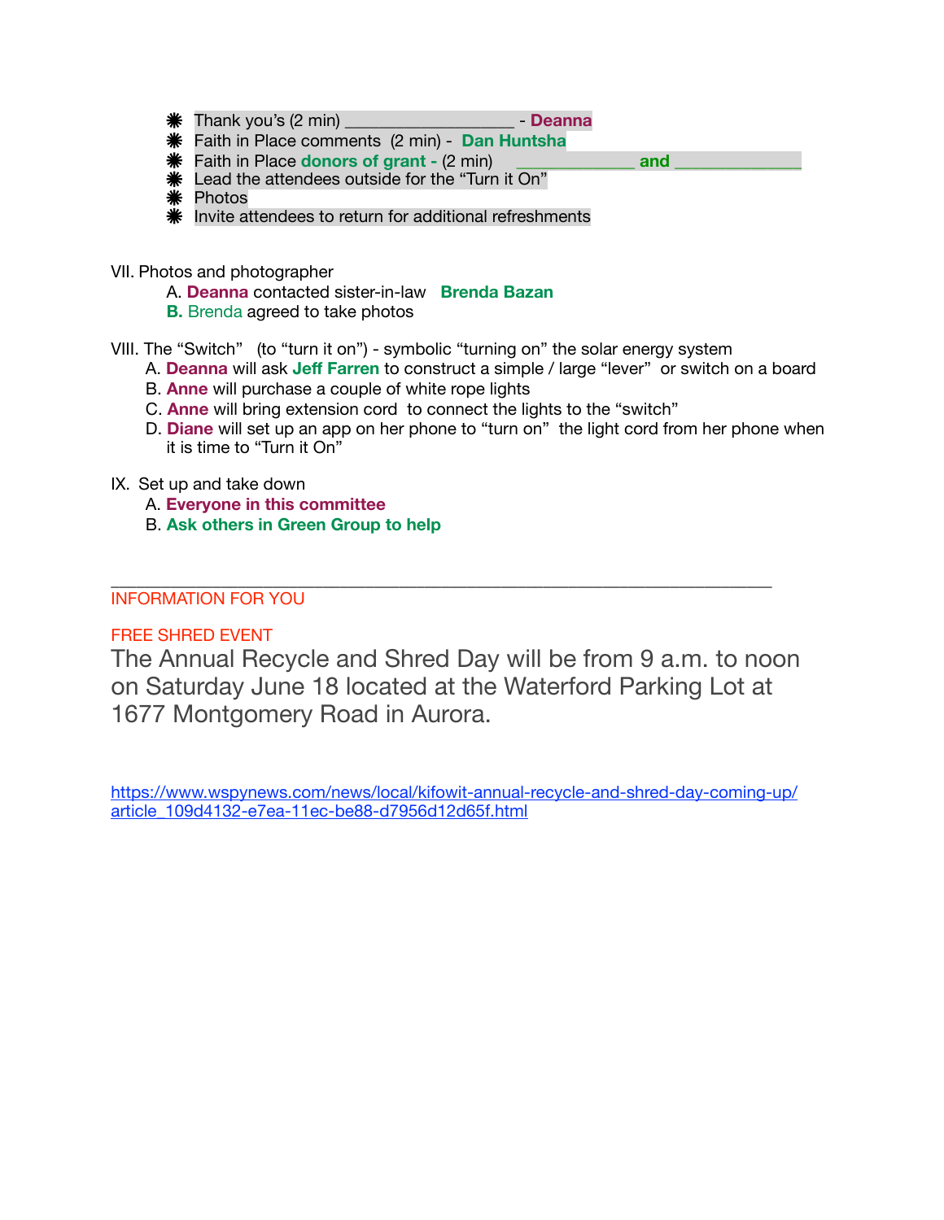- Thank you's (2 min) ___________________ - **Deanna**
- Faith in Place comments (2 min) - **Dan Huntsha**
- Faith in Place **donors of grant -** (2 min) _____________ **and** ______________
- Lead the attendees outside for the "Turn it On"
- Photos
- Invite attendees to return for additional refreshments

VII. Photos and photographer

A. **Deanna** contacted sister-in-law **Brenda Bazan**

**B.** Brenda agreed to take photos

VIII. The "Switch" (to "turn it on") - symbolic "turning on" the solar energy system

A. **Deanna** will ask **Jeff Farren** to construct a simple / large "lever" or switch on a board

B. **Anne** will purchase a couple of white rope lights

C. **Anne** will bring extension cord to connect the lights to the "switch"

D. **Diane** will set up an app on her phone to "turn on" the light cord from her phone when it is time to "Turn it On"

IX. Set up and take down

A. **Everyone in this committee**

B. **Ask others in Green Group to help**

---

INFORMATION FOR YOU

FREE SHRED EVENT

The Annual Recycle and Shred Day will be from 9 a.m. to noon on Saturday June 18 located at the Waterford Parking Lot at 1677 Montgomery Road in Aurora.

https://www.wspynews.com/news/local/kifowit-annual-recycle-and-shred-day-coming-up/article_109d4132-e7ea-11ec-be88-d7956d12d65f.html